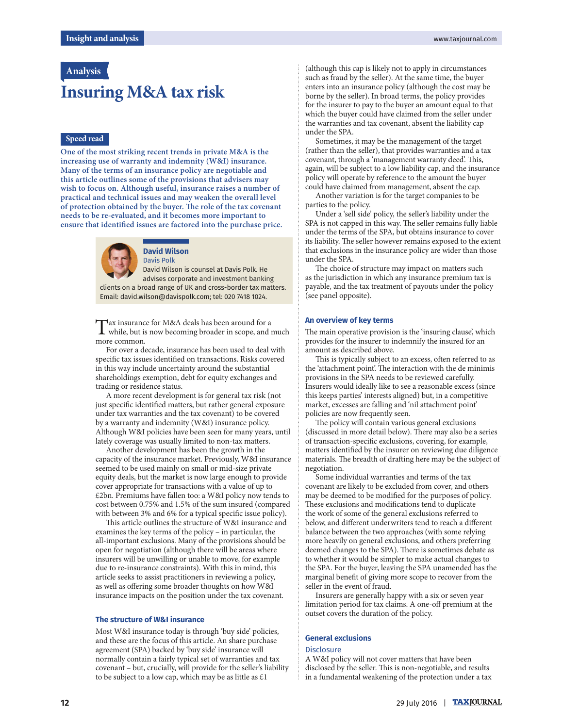## Analysis

# Insuring M&A tax risk

### Speed read

**One of the most striking recent trends in private M&A is the increasing use of warranty and indemnity (W&I) insurance. Many of the terms of an insurance policy are negotiable and this article outlines some of the provisions that advisers may wish to focus on. Although useful, insurance raises a number of practical and technical issues and may weaken the overall level of protection obtained by the buyer. The role of the tax covenant needs to be re-evaluated, and it becomes more important to ensure that identified issues are factored into the purchase price.**

**David Wilson**
Davis Polk
David Wilson is counsel at Davis Polk. He advises corporate and investment banking clients on a broad range of UK and cross-border tax matters. Email: david.wilson@davispolk.com; tel: 020 7418 1024.

Tax insurance for M&A deals has been around for a while, but is now becoming broader in scope, and much more common.

For over a decade, insurance has been used to deal with specific tax issues identified on transactions. Risks covered in this way include uncertainty around the substantial shareholdings exemption, debt for equity exchanges and trading or residence status.

A more recent development is for general tax risk (not just specific identified matters, but rather general exposure under tax warranties and the tax covenant) to be covered by a warranty and indemnity (W&I) insurance policy. Although W&I policies have been seen for many years, until lately coverage was usually limited to non-tax matters.

Another development has been the growth in the capacity of the insurance market. Previously, W&I insurance seemed to be used mainly on small or mid-size private equity deals, but the market is now large enough to provide cover appropriate for transactions with a value of up to £2bn. Premiums have fallen too: a W&I policy now tends to cost between 0.75% and 1.5% of the sum insured (compared with between 3% and 6% for a typical specific issue policy).

This article outlines the structure of W&I insurance and examines the key terms of the policy – in particular, the all-important exclusions. Many of the provisions should be open for negotiation (although there will be areas where insurers will be unwilling or unable to move, for example due to re-insurance constraints). With this in mind, this article seeks to assist practitioners in reviewing a policy, as well as offering some broader thoughts on how W&I insurance impacts on the position under the tax covenant.

### The structure of W&I insurance

Most W&I insurance today is through 'buy side' policies, and these are the focus of this article. An share purchase agreement (SPA) backed by 'buy side' insurance will normally contain a fairly typical set of warranties and tax covenant – but, crucially, will provide for the seller's liability to be subject to a low cap, which may be as little as £1 (although this cap is likely not to apply in circumstances such as fraud by the seller). At the same time, the buyer enters into an insurance policy (although the cost may be borne by the seller). In broad terms, the policy provides for the insurer to pay to the buyer an amount equal to that which the buyer could have claimed from the seller under the warranties and tax covenant, absent the liability cap under the SPA.

Sometimes, it may be the management of the target (rather than the seller), that provides warranties and a tax covenant, through a 'management warranty deed'. This, again, will be subject to a low liability cap, and the insurance policy will operate by reference to the amount the buyer could have claimed from management, absent the cap.

Another variation is for the target companies to be parties to the policy.

Under a 'sell side' policy, the seller's liability under the SPA is not capped in this way. The seller remains fully liable under the terms of the SPA, but obtains insurance to cover its liability. The seller however remains exposed to the extent that exclusions in the insurance policy are wider than those under the SPA.

The choice of structure may impact on matters such as the jurisdiction in which any insurance premium tax is payable, and the tax treatment of payouts under the policy (see panel opposite).

### An overview of key terms

The main operative provision is the 'insuring clause', which provides for the insurer to indemnify the insured for an amount as described above.

This is typically subject to an excess, often referred to as the 'attachment point'. The interaction with the de minimis provisions in the SPA needs to be reviewed carefully. Insurers would ideally like to see a reasonable excess (since this keeps parties' interests aligned) but, in a competitive market, excesses are falling and 'nil attachment point' policies are now frequently seen.

The policy will contain various general exclusions (discussed in more detail below). There may also be a series of transaction-specific exclusions, covering, for example, matters identified by the insurer on reviewing due diligence materials. The breadth of drafting here may be the subject of negotiation.

Some individual warranties and terms of the tax covenant are likely to be excluded from cover, and others may be deemed to be modified for the purposes of policy. These exclusions and modifications tend to duplicate the work of some of the general exclusions referred to below, and different underwriters tend to reach a different balance between the two approaches (with some relying more heavily on general exclusions, and others preferring deemed changes to the SPA). There is sometimes debate as to whether it would be simpler to make actual changes to the SPA. For the buyer, leaving the SPA unamended has the marginal benefit of giving more scope to recover from the seller in the event of fraud.

Insurers are generally happy with a six or seven year limitation period for tax claims. A one-off premium at the outset covers the duration of the policy.

### General exclusions

#### Disclosure

A W&I policy will not cover matters that have been disclosed by the seller. This is non-negotiable, and results in a fundamental weakening of the protection under a tax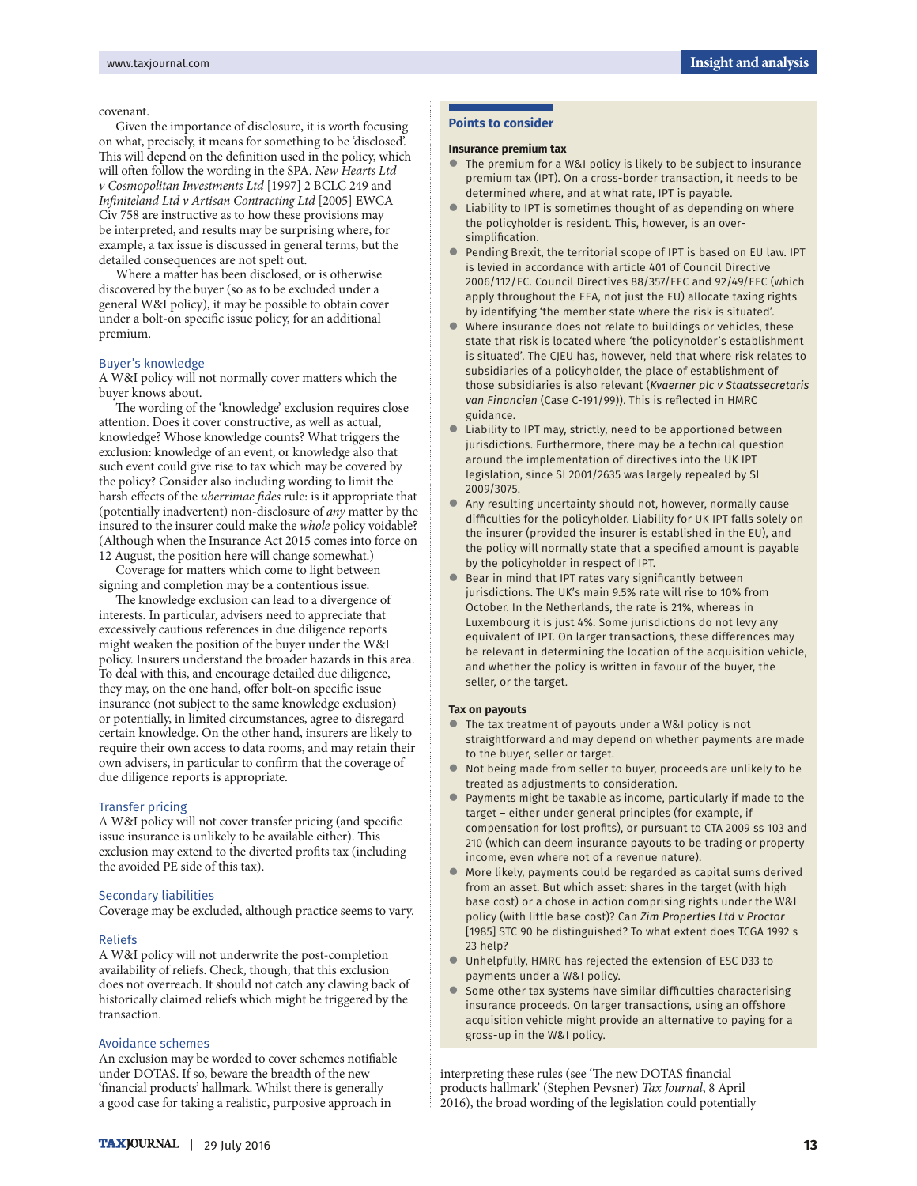covenant.

Given the importance of disclosure, it is worth focusing on what, precisely, it means for something to be 'disclosed'. This will depend on the definition used in the policy, which will often follow the wording in the SPA. *New Hearts Ltd v Cosmopolitan Investments Ltd* [1997] 2 BCLC 249 and *Infiniteland Ltd v Artisan Contracting Ltd* [2005] EWCA Civ 758 are instructive as to how these provisions may be interpreted, and results may be surprising where, for example, a tax issue is discussed in general terms, but the detailed consequences are not spelt out.

Where a matter has been disclosed, or is otherwise discovered by the buyer (so as to be excluded under a general W&I policy), it may be possible to obtain cover under a bolt-on specific issue policy, for an additional premium.

### Buyer's knowledge

A W&I policy will not normally cover matters which the buyer knows about.

The wording of the 'knowledge' exclusion requires close attention. Does it cover constructive, as well as actual, knowledge? Whose knowledge counts? What triggers the exclusion: knowledge of an event, or knowledge also that such event could give rise to tax which may be covered by the policy? Consider also including wording to limit the harsh effects of the *uberrimae fides* rule: is it appropriate that (potentially inadvertent) non-disclosure of *any* matter by the insured to the insurer could make the *whole* policy voidable? (Although when the Insurance Act 2015 comes into force on 12 August, the position here will change somewhat.)

Coverage for matters which come to light between signing and completion may be a contentious issue.

The knowledge exclusion can lead to a divergence of interests. In particular, advisers need to appreciate that excessively cautious references in due diligence reports might weaken the position of the buyer under the W&I policy. Insurers understand the broader hazards in this area. To deal with this, and encourage detailed due diligence, they may, on the one hand, offer bolt-on specific issue insurance (not subject to the same knowledge exclusion) or potentially, in limited circumstances, agree to disregard certain knowledge. On the other hand, insurers are likely to require their own access to data rooms, and may retain their own advisers, in particular to confirm that the coverage of due diligence reports is appropriate.

### Transfer pricing

A W&I policy will not cover transfer pricing (and specific issue insurance is unlikely to be available either). This exclusion may extend to the diverted profits tax (including the avoided PE side of this tax).

### Secondary liabilities

Coverage may be excluded, although practice seems to vary.

### Reliefs

A W&I policy will not underwrite the post-completion availability of reliefs. Check, though, that this exclusion does not overreach. It should not catch any clawing back of historically claimed reliefs which might be triggered by the transaction.

### Avoidance schemes

An exclusion may be worded to cover schemes notifiable under DOTAS. If so, beware the breadth of the new 'financial products' hallmark. Whilst there is generally a good case for taking a realistic, purposive approach in interpreting these rules (see 'The new DOTAS financial products hallmark' (Stephen Pevsner) *Tax Journal*, 8 April 2016), the broad wording of the legislation could potentially

## Points to consider

**Insurance premium tax**

- The premium for a W&I policy is likely to be subject to insurance premium tax (IPT). On a cross-border transaction, it needs to be determined where, and at what rate, IPT is payable.
- Liability to IPT is sometimes thought of as depending on where the policyholder is resident. This, however, is an over-simplification.
- Pending Brexit, the territorial scope of IPT is based on EU law. IPT is levied in accordance with article 401 of Council Directive 2006/112/EC. Council Directives 88/357/EEC and 92/49/EEC (which apply throughout the EEA, not just the EU) allocate taxing rights by identifying 'the member state where the risk is situated'.
- Where insurance does not relate to buildings or vehicles, these state that risk is located where 'the policyholder's establishment is situated'. The CJEU has, however, held that where risk relates to subsidiaries of a policyholder, the place of establishment of those subsidiaries is also relevant (*Kvaerner plc v Staatssecretaris van Financien* (Case C-191/99)). This is reflected in HMRC guidance.
- Liability to IPT may, strictly, need to be apportioned between jurisdictions. Furthermore, there may be a technical question around the implementation of directives into the UK IPT legislation, since SI 2001/2635 was largely repealed by SI 2009/3075.
- Any resulting uncertainty should not, however, normally cause difficulties for the policyholder. Liability for UK IPT falls solely on the insurer (provided the insurer is established in the EU), and the policy will normally state that a specified amount is payable by the policyholder in respect of IPT.
- Bear in mind that IPT rates vary significantly between jurisdictions. The UK's main 9.5% rate will rise to 10% from October. In the Netherlands, the rate is 21%, whereas in Luxembourg it is just 4%. Some jurisdictions do not levy any equivalent of IPT. On larger transactions, these differences may be relevant in determining the location of the acquisition vehicle, and whether the policy is written in favour of the buyer, the seller, or the target.

**Tax on payouts**

- The tax treatment of payouts under a W&I policy is not straightforward and may depend on whether payments are made to the buyer, seller or target.
- Not being made from seller to buyer, proceeds are unlikely to be treated as adjustments to consideration.
- Payments might be taxable as income, particularly if made to the target – either under general principles (for example, if compensation for lost profits), or pursuant to CTA 2009 ss 103 and 210 (which can deem insurance payouts to be trading or property income, even where not of a revenue nature).
- More likely, payments could be regarded as capital sums derived from an asset. But which asset: shares in the target (with high base cost) or a chose in action comprising rights under the W&I policy (with little base cost)? Can *Zim Properties Ltd v Proctor* [1985] STC 90 be distinguished? To what extent does TCGA 1992 s 23 help?
- Unhelpfully, HMRC has rejected the extension of ESC D33 to payments under a W&I policy.
- Some other tax systems have similar difficulties characterising insurance proceeds. On larger transactions, using an offshore acquisition vehicle might provide an alternative to paying for a gross-up in the W&I policy.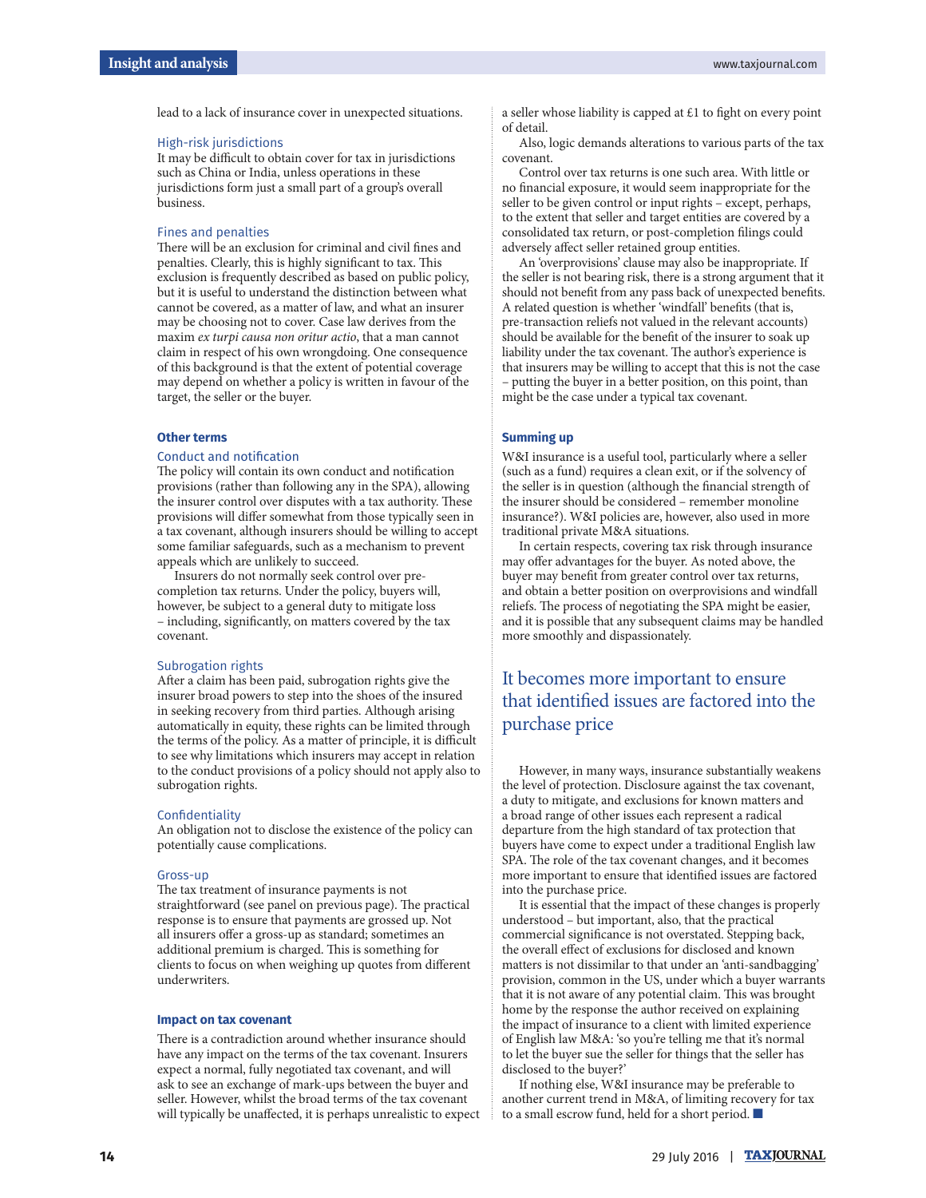lead to a lack of insurance cover in unexpected situations.

### High-risk jurisdictions

It may be difficult to obtain cover for tax in jurisdictions such as China or India, unless operations in these jurisdictions form just a small part of a group's overall business.

### Fines and penalties

There will be an exclusion for criminal and civil fines and penalties. Clearly, this is highly significant to tax. This exclusion is frequently described as based on public policy, but it is useful to understand the distinction between what cannot be covered, as a matter of law, and what an insurer may be choosing not to cover. Case law derives from the maxim *ex turpi causa non oritur actio*, that a man cannot claim in respect of his own wrongdoing. One consequence of this background is that the extent of potential coverage may depend on whether a policy is written in favour of the target, the seller or the buyer.

## Other terms

### Conduct and notification

The policy will contain its own conduct and notification provisions (rather than following any in the SPA), allowing the insurer control over disputes with a tax authority. These provisions will differ somewhat from those typically seen in a tax covenant, although insurers should be willing to accept some familiar safeguards, such as a mechanism to prevent appeals which are unlikely to succeed.

Insurers do not normally seek control over pre-completion tax returns. Under the policy, buyers will, however, be subject to a general duty to mitigate loss – including, significantly, on matters covered by the tax covenant.

### Subrogation rights

After a claim has been paid, subrogation rights give the insurer broad powers to step into the shoes of the insured in seeking recovery from third parties. Although arising automatically in equity, these rights can be limited through the terms of the policy. As a matter of principle, it is difficult to see why limitations which insurers may accept in relation to the conduct provisions of a policy should not apply also to subrogation rights.

### Confidentiality

An obligation not to disclose the existence of the policy can potentially cause complications.

### Gross-up

The tax treatment of insurance payments is not straightforward (see panel on previous page). The practical response is to ensure that payments are grossed up. Not all insurers offer a gross-up as standard; sometimes an additional premium is charged. This is something for clients to focus on when weighing up quotes from different underwriters.

## Impact on tax covenant

There is a contradiction around whether insurance should have any impact on the terms of the tax covenant. Insurers expect a normal, fully negotiated tax covenant, and will ask to see an exchange of mark-ups between the buyer and seller. However, whilst the broad terms of the tax covenant will typically be unaffected, it is perhaps unrealistic to expect a seller whose liability is capped at £1 to fight on every point of detail.

Also, logic demands alterations to various parts of the tax covenant.

Control over tax returns is one such area. With little or no financial exposure, it would seem inappropriate for the seller to be given control or input rights – except, perhaps, to the extent that seller and target entities are covered by a consolidated tax return, or post-completion filings could adversely affect seller retained group entities.

An 'overprovisions' clause may also be inappropriate. If the seller is not bearing risk, there is a strong argument that it should not benefit from any pass back of unexpected benefits. A related question is whether 'windfall' benefits (that is, pre-transaction reliefs not valued in the relevant accounts) should be available for the benefit of the insurer to soak up liability under the tax covenant. The author's experience is that insurers may be willing to accept that this is not the case – putting the buyer in a better position, on this point, than might be the case under a typical tax covenant.

## Summing up

W&I insurance is a useful tool, particularly where a seller (such as a fund) requires a clean exit, or if the solvency of the seller is in question (although the financial strength of the insurer should be considered – remember monoline insurance?). W&I policies are, however, also used in more traditional private M&A situations.

In certain respects, covering tax risk through insurance may offer advantages for the buyer. As noted above, the buyer may benefit from greater control over tax returns, and obtain a better position on overprovisions and windfall reliefs. The process of negotiating the SPA might be easier, and it is possible that any subsequent claims may be handled more smoothly and dispassionately.

> It becomes more important to ensure that identified issues are factored into the purchase price

However, in many ways, insurance substantially weakens the level of protection. Disclosure against the tax covenant, a duty to mitigate, and exclusions for known matters and a broad range of other issues each represent a radical departure from the high standard of tax protection that buyers have come to expect under a traditional English law SPA. The role of the tax covenant changes, and it becomes more important to ensure that identified issues are factored into the purchase price.

It is essential that the impact of these changes is properly understood – but important, also, that the practical commercial significance is not overstated. Stepping back, the overall effect of exclusions for disclosed and known matters is not dissimilar to that under an 'anti-sandbagging' provision, common in the US, under which a buyer warrants that it is not aware of any potential claim. This was brought home by the response the author received on explaining the impact of insurance to a client with limited experience of English law M&A: 'so you're telling me that it's normal to let the buyer sue the seller for things that the seller has disclosed to the buyer?'

If nothing else, W&I insurance may be preferable to another current trend in M&A, of limiting recovery for tax to a small escrow fund, held for a short period. ■